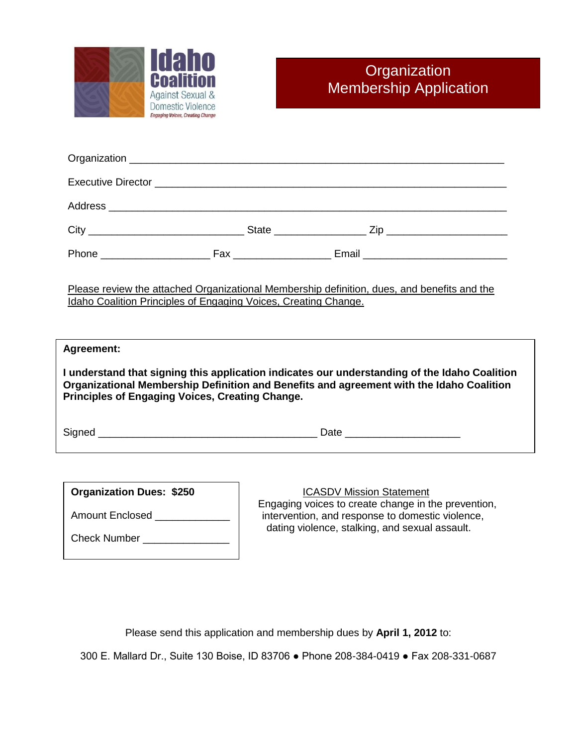Idaho Coalition Against Sexual & Domestic Violence
*Engaging Voices, Creating Change*

# Organization Membership Application

Organization ______________________________________________________________

Executive Director __________________________________________________________

Address _________________________________________________________________

City __________________________ State _______________ Zip ____________________

Phone ___________________ Fax _________________ Email _________________________

Please review the attached Organizational Membership definition, dues, and benefits and the Idaho Coalition Principles of Engaging Voices, Creating Change.

**Agreement:**

**I understand that signing this application indicates our understanding of the Idaho Coalition Organizational Membership Definition and Benefits and agreement with the Idaho Coalition Principles of Engaging Voices, Creating Change.**

Signed ______________________________________ Date ___________________

**Organization Dues: $250**

Amount Enclosed _____________

Check Number _______________

ICASDV Mission Statement

Engaging voices to create change in the prevention, intervention, and response to domestic violence, dating violence, stalking, and sexual assault.

Please send this application and membership dues by **April 1, 2012** to:

300 E. Mallard Dr., Suite 130 Boise, ID 83706 ● Phone 208-384-0419 ● Fax 208-331-0687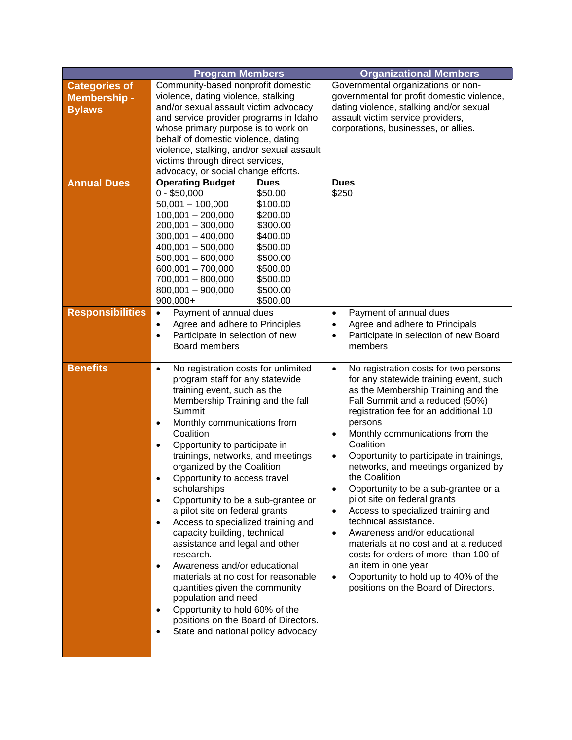| | Program Members | Organizational Members |
|---|---|---|
| **Categories of Membership - Bylaws** | Community-based nonprofit domestic violence, dating violence, stalking and/or sexual assault victim advocacy and service provider programs in Idaho whose primary purpose is to work on behalf of domestic violence, dating violence, stalking, and/or sexual assault victims through direct services, advocacy, or social change efforts. | Governmental organizations or non-governmental for profit domestic violence, dating violence, stalking and/or sexual assault victim service providers, corporations, businesses, or allies. |
| **Annual Dues** | **Operating Budget** / **Dues**<br>0 - $50,000 / $50.00<br>50,001 – 100,000 / $100.00<br>100,001 – 200,000 / $200.00<br>200,001 – 300,000 / $300.00<br>300,001 – 400,000 / $400.00<br>400,001 – 500,000 / $500.00<br>500,001 – 600,000 / $500.00<br>600,001 – 700,000 / $500.00<br>700,001 – 800,000 / $500.00<br>800,001 – 900,000 / $500.00<br>900,000+ / $500.00 | **Dues**<br>$250 |
| **Responsibilities** | • Payment of annual dues<br>• Agree and adhere to Principles<br>• Participate in selection of new Board members | • Payment of annual dues<br>• Agree and adhere to Principals<br>• Participate in selection of new Board members |
| **Benefits** | • No registration costs for unlimited program staff for any statewide training event, such as the Membership Training and the fall Summit<br>• Monthly communications from Coalition<br>• Opportunity to participate in trainings, networks, and meetings organized by the Coalition<br>• Opportunity to access travel scholarships<br>• Opportunity to be a sub-grantee or a pilot site on federal grants<br>• Access to specialized training and capacity building, technical assistance and legal and other research.<br>• Awareness and/or educational materials at no cost for reasonable quantities given the community population and need<br>• Opportunity to hold 60% of the positions on the Board of Directors.<br>• State and national policy advocacy | • No registration costs for two persons for any statewide training event, such as the Membership Training and the Fall Summit and a reduced (50%) registration fee for an additional 10 persons<br>• Monthly communications from the Coalition<br>• Opportunity to participate in trainings, networks, and meetings organized by the Coalition<br>• Opportunity to be a sub-grantee or a pilot site on federal grants<br>• Access to specialized training and technical assistance.<br>• Awareness and/or educational materials at no cost and at a reduced costs for orders of more than 100 of an item in one year<br>• Opportunity to hold up to 40% of the positions on the Board of Directors. |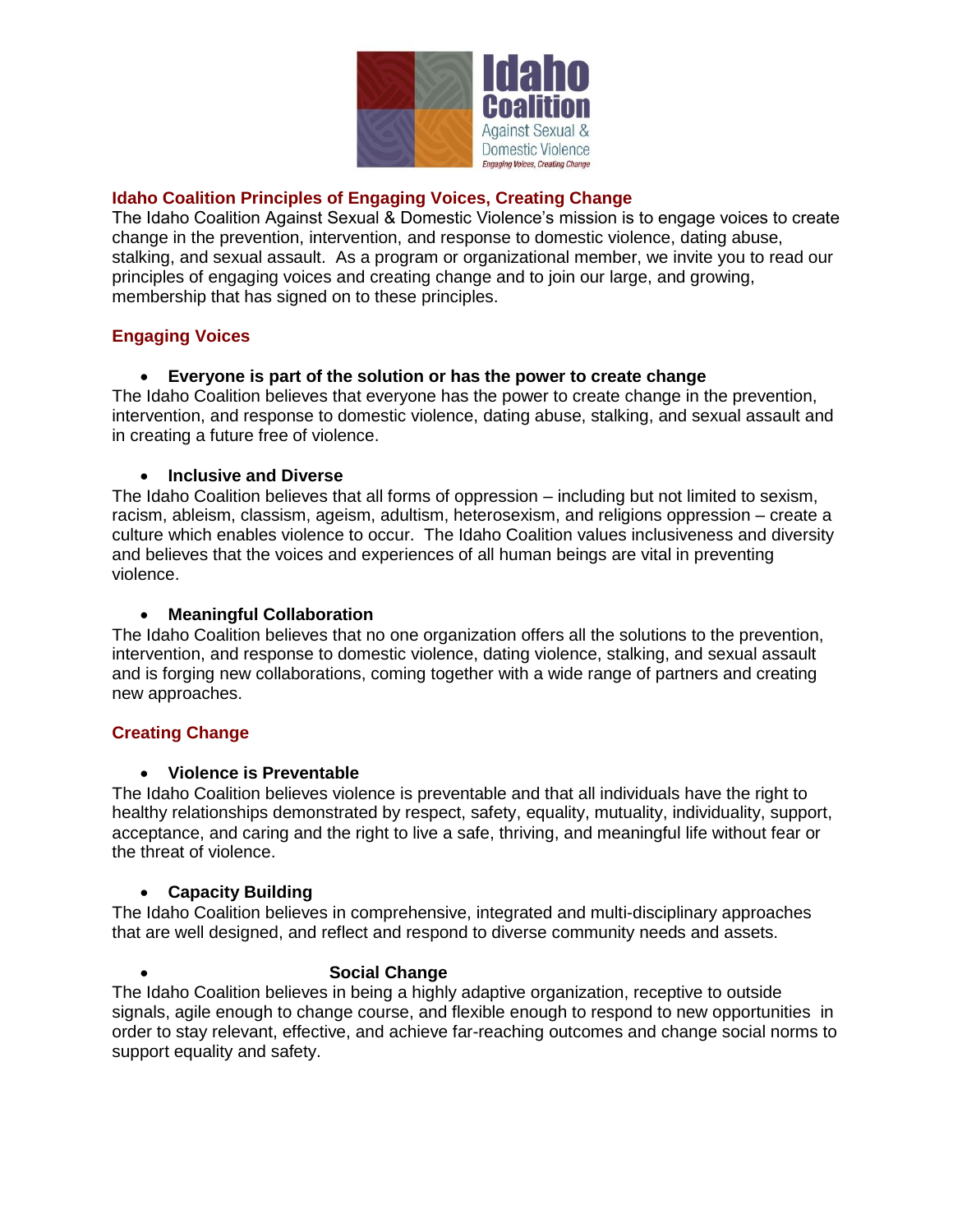Idaho Coalition Against Sexual & Domestic Violence

*Engaging Voices, Creating Change*

## Idaho Coalition Principles of Engaging Voices, Creating Change

The Idaho Coalition Against Sexual & Domestic Violence's mission is to engage voices to create change in the prevention, intervention, and response to domestic violence, dating abuse, stalking, and sexual assault. As a program or organizational member, we invite you to read our principles of engaging voices and creating change and to join our large, and growing, membership that has signed on to these principles.

## Engaging Voices

- **Everyone is part of the solution or has the power to create change**

The Idaho Coalition believes that everyone has the power to create change in the prevention, intervention, and response to domestic violence, dating abuse, stalking, and sexual assault and in creating a future free of violence.

- **Inclusive and Diverse**

The Idaho Coalition believes that all forms of oppression – including but not limited to sexism, racism, ableism, classism, ageism, adultism, heterosexism, and religions oppression – create a culture which enables violence to occur. The Idaho Coalition values inclusiveness and diversity and believes that the voices and experiences of all human beings are vital in preventing violence.

- **Meaningful Collaboration**

The Idaho Coalition believes that no one organization offers all the solutions to the prevention, intervention, and response to domestic violence, dating violence, stalking, and sexual assault and is forging new collaborations, coming together with a wide range of partners and creating new approaches.

## Creating Change

- **Violence is Preventable**

The Idaho Coalition believes violence is preventable and that all individuals have the right to healthy relationships demonstrated by respect, safety, equality, mutuality, individuality, support, acceptance, and caring and the right to live a safe, thriving, and meaningful life without fear or the threat of violence.

- **Capacity Building**

The Idaho Coalition believes in comprehensive, integrated and multi-disciplinary approaches that are well designed, and reflect and respond to diverse community needs and assets.

- **Social Change**

The Idaho Coalition believes in being a highly adaptive organization, receptive to outside signals, agile enough to change course, and flexible enough to respond to new opportunities in order to stay relevant, effective, and achieve far-reaching outcomes and change social norms to support equality and safety.